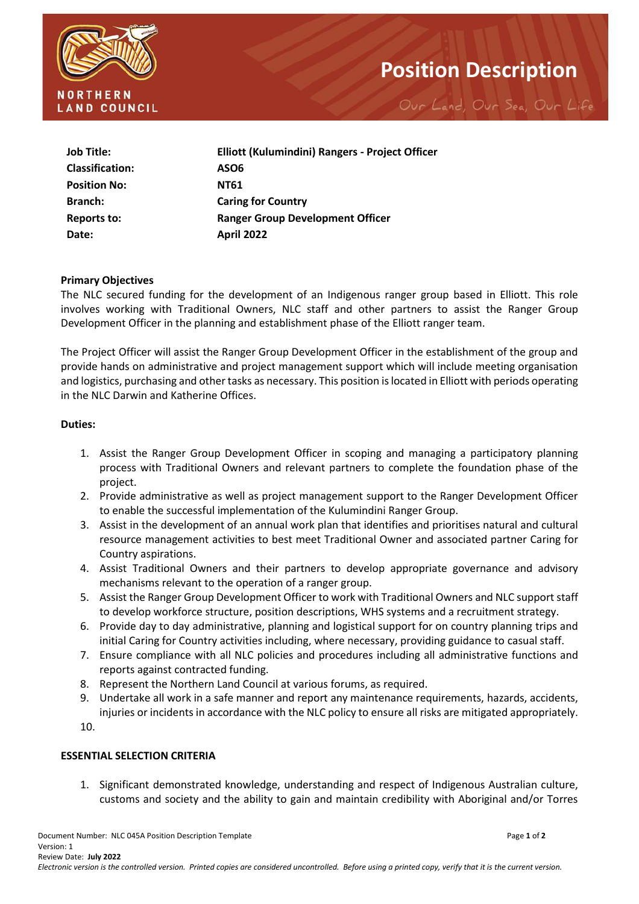NORTHERN LAND COUNCIL

# Position Description

*Our Land, Our Sea, Our Life*

| | |
|---|---|
| **Job Title:** | **Elliott (Kulumindini) Rangers - Project Officer** |
| **Classification:** | **ASO6** |
| **Position No:** | **NT61** |
| **Branch:** | **Caring for Country** |
| **Reports to:** | **Ranger Group Development Officer** |
| **Date:** | **April 2022** |

**Primary Objectives**

The NLC secured funding for the development of an Indigenous ranger group based in Elliott. This role involves working with Traditional Owners, NLC staff and other partners to assist the Ranger Group Development Officer in the planning and establishment phase of the Elliott ranger team.

The Project Officer will assist the Ranger Group Development Officer in the establishment of the group and provide hands on administrative and project management support which will include meeting organisation and logistics, purchasing and other tasks as necessary. This position is located in Elliott with periods operating in the NLC Darwin and Katherine Offices.

**Duties:**

1. Assist the Ranger Group Development Officer in scoping and managing a participatory planning process with Traditional Owners and relevant partners to complete the foundation phase of the project.
2. Provide administrative as well as project management support to the Ranger Development Officer to enable the successful implementation of the Kulumindini Ranger Group.
3. Assist in the development of an annual work plan that identifies and prioritises natural and cultural resource management activities to best meet Traditional Owner and associated partner Caring for Country aspirations.
4. Assist Traditional Owners and their partners to develop appropriate governance and advisory mechanisms relevant to the operation of a ranger group.
5. Assist the Ranger Group Development Officer to work with Traditional Owners and NLC support staff to develop workforce structure, position descriptions, WHS systems and a recruitment strategy.
6. Provide day to day administrative, planning and logistical support for on country planning trips and initial Caring for Country activities including, where necessary, providing guidance to casual staff.
7. Ensure compliance with all NLC policies and procedures including all administrative functions and reports against contracted funding.
8. Represent the Northern Land Council at various forums, as required.
9. Undertake all work in a safe manner and report any maintenance requirements, hazards, accidents, injuries or incidents in accordance with the NLC policy to ensure all risks are mitigated appropriately.
10. 

**ESSENTIAL SELECTION CRITERIA**

1. Significant demonstrated knowledge, understanding and respect of Indigenous Australian culture, customs and society and the ability to gain and maintain credibility with Aboriginal and/or Torres

Document Number: NLC 045A Position Description Template
Version: 1
Review Date: **July 2022**
*Electronic version is the controlled version. Printed copies are considered uncontrolled. Before using a printed copy, verify that it is the current version.*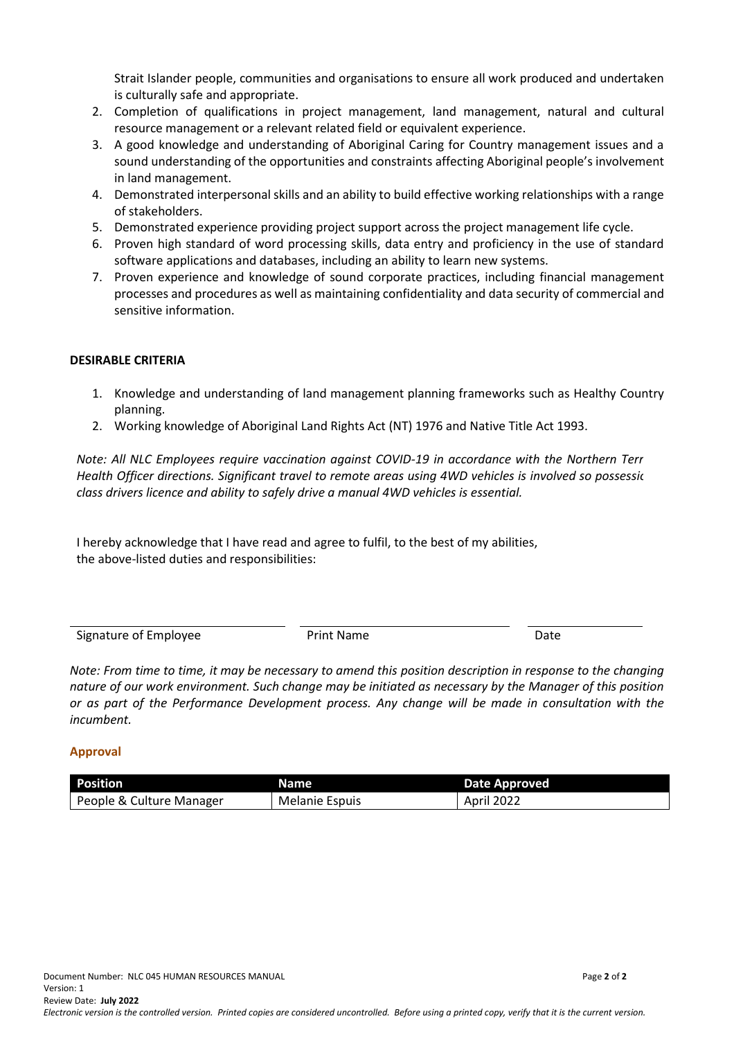Strait Islander people, communities and organisations to ensure all work produced and undertaken is culturally safe and appropriate.

2. Completion of qualifications in project management, land management, natural and cultural resource management or a relevant related field or equivalent experience.
3. A good knowledge and understanding of Aboriginal Caring for Country management issues and a sound understanding of the opportunities and constraints affecting Aboriginal people's involvement in land management.
4. Demonstrated interpersonal skills and an ability to build effective working relationships with a range of stakeholders.
5. Demonstrated experience providing project support across the project management life cycle.
6. Proven high standard of word processing skills, data entry and proficiency in the use of standard software applications and databases, including an ability to learn new systems.
7. Proven experience and knowledge of sound corporate practices, including financial management processes and procedures as well as maintaining confidentiality and data security of commercial and sensitive information.

**DESIRABLE CRITERIA**

1. Knowledge and understanding of land management planning frameworks such as Healthy Country planning.
2. Working knowledge of Aboriginal Land Rights Act (NT) 1976 and Native Title Act 1993.

*Note: All NLC Employees require vaccination against COVID-19 in accordance with the Northern Terr Health Officer directions. Significant travel to remote areas using 4WD vehicles is involved so possessic class drivers licence and ability to safely drive a manual 4WD vehicles is essential.*

I hereby acknowledge that I have read and agree to fulfil, to the best of my abilities, the above-listed duties and responsibilities:

| Signature of Employee | Print Name | Date |
|---|---|---|

*Note: From time to time, it may be necessary to amend this position description in response to the changing nature of our work environment. Such change may be initiated as necessary by the Manager of this position or as part of the Performance Development process. Any change will be made in consultation with the incumbent.*

**Approval**

| Position | Name | Date Approved |
|---|---|---|
| People & Culture Manager | Melanie Espuis | April 2022 |

Document Number: NLC 045 HUMAN RESOURCES MANUAL
Version: 1
Review Date: **July 2022**
*Electronic version is the controlled version. Printed copies are considered uncontrolled. Before using a printed copy, verify that it is the current version.*